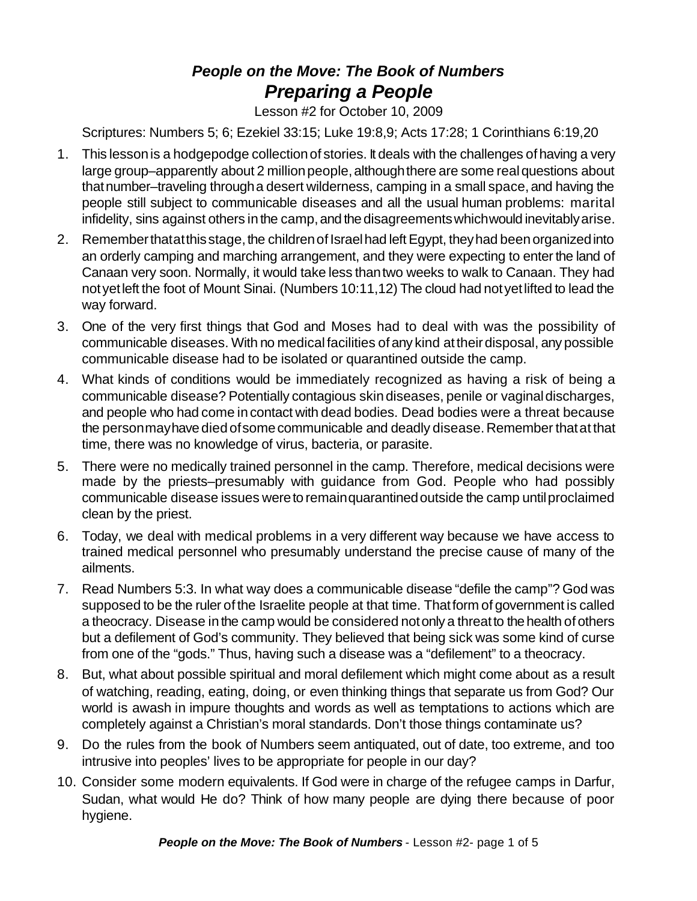# *People on the Move: The Book of Numbers*
## *Preparing a People*

Lesson #2 for October 10, 2009

Scriptures: Numbers 5; 6; Ezekiel 33:15; Luke 19:8,9; Acts 17:28; 1 Corinthians 6:19,20

1. This lesson is a hodgepodge collection of stories. It deals with the challenges of having a very large group–apparently about 2 million people, although there are some real questions about that number–traveling through a desert wilderness, camping in a small space, and having the people still subject to communicable diseases and all the usual human problems: marital infidelity, sins against others in the camp, and the disagreements which would inevitably arise.
2. Remember that at this stage, the children of Israel had left Egypt, they had been organized into an orderly camping and marching arrangement, and they were expecting to enter the land of Canaan very soon. Normally, it would take less than two weeks to walk to Canaan. They had not yet left the foot of Mount Sinai. (Numbers 10:11,12) The cloud had not yet lifted to lead the way forward.
3. One of the very first things that God and Moses had to deal with was the possibility of communicable diseases. With no medical facilities of any kind at their disposal, any possible communicable disease had to be isolated or quarantined outside the camp.
4. What kinds of conditions would be immediately recognized as having a risk of being a communicable disease? Potentially contagious skin diseases, penile or vaginal discharges, and people who had come in contact with dead bodies. Dead bodies were a threat because the person may have died of some communicable and deadly disease. Remember that at that time, there was no knowledge of virus, bacteria, or parasite.
5. There were no medically trained personnel in the camp. Therefore, medical decisions were made by the priests–presumably with guidance from God. People who had possibly communicable disease issues were to remain quarantined outside the camp until proclaimed clean by the priest.
6. Today, we deal with medical problems in a very different way because we have access to trained medical personnel who presumably understand the precise cause of many of the ailments.
7. Read Numbers 5:3. In what way does a communicable disease "defile the camp"? God was supposed to be the ruler of the Israelite people at that time. That form of government is called a theocracy. Disease in the camp would be considered not only a threat to the health of others but a defilement of God's community. They believed that being sick was some kind of curse from one of the "gods." Thus, having such a disease was a "defilement" to a theocracy.
8. But, what about possible spiritual and moral defilement which might come about as a result of watching, reading, eating, doing, or even thinking things that separate us from God? Our world is awash in impure thoughts and words as well as temptations to actions which are completely against a Christian's moral standards. Don't those things contaminate us?
9. Do the rules from the book of Numbers seem antiquated, out of date, too extreme, and too intrusive into peoples' lives to be appropriate for people in our day?
10. Consider some modern equivalents. If God were in charge of the refugee camps in Darfur, Sudan, what would He do? Think of how many people are dying there because of poor hygiene.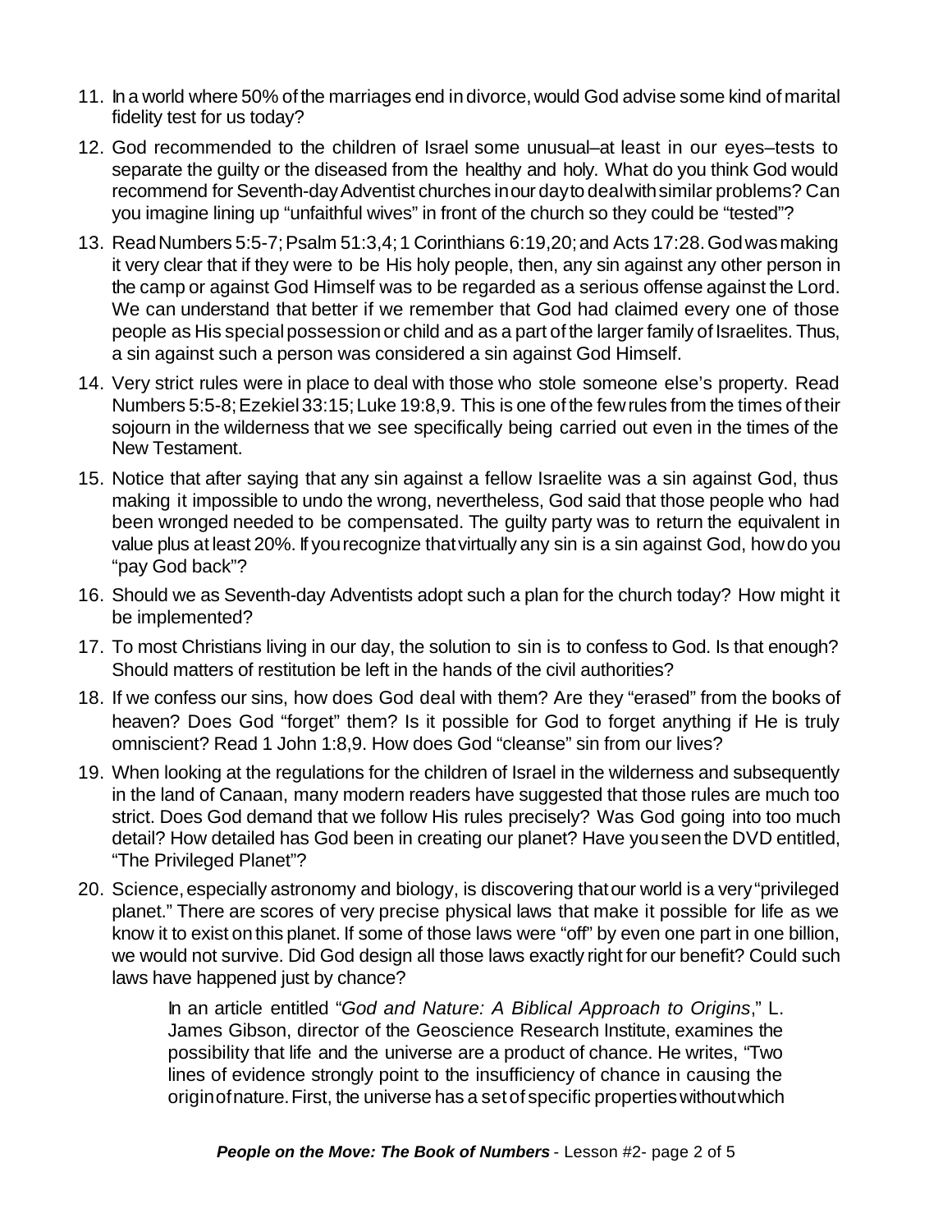11. In a world where 50% of the marriages end in divorce, would God advise some kind of marital fidelity test for us today?

12. God recommended to the children of Israel some unusual–at least in our eyes–tests to separate the guilty or the diseased from the healthy and holy. What do you think God would recommend for Seventh-day Adventist churches in our day to deal with similar problems? Can you imagine lining up "unfaithful wives" in front of the church so they could be "tested"?

13. Read Numbers 5:5-7; Psalm 51:3,4; 1 Corinthians 6:19,20; and Acts 17:28. God was making it very clear that if they were to be His holy people, then, any sin against any other person in the camp or against God Himself was to be regarded as a serious offense against the Lord. We can understand that better if we remember that God had claimed every one of those people as His special possession or child and as a part of the larger family of Israelites. Thus, a sin against such a person was considered a sin against God Himself.

14. Very strict rules were in place to deal with those who stole someone else's property. Read Numbers 5:5-8; Ezekiel 33:15; Luke 19:8,9. This is one of the few rules from the times of their sojourn in the wilderness that we see specifically being carried out even in the times of the New Testament.

15. Notice that after saying that any sin against a fellow Israelite was a sin against God, thus making it impossible to undo the wrong, nevertheless, God said that those people who had been wronged needed to be compensated. The guilty party was to return the equivalent in value plus at least 20%. If you recognize that virtually any sin is a sin against God, how do you "pay God back"?

16. Should we as Seventh-day Adventists adopt such a plan for the church today? How might it be implemented?

17. To most Christians living in our day, the solution to sin is to confess to God. Is that enough? Should matters of restitution be left in the hands of the civil authorities?

18. If we confess our sins, how does God deal with them? Are they "erased" from the books of heaven? Does God "forget" them? Is it possible for God to forget anything if He is truly omniscient? Read 1 John 1:8,9. How does God "cleanse" sin from our lives?

19. When looking at the regulations for the children of Israel in the wilderness and subsequently in the land of Canaan, many modern readers have suggested that those rules are much too strict. Does God demand that we follow His rules precisely? Was God going into too much detail? How detailed has God been in creating our planet? Have you seen the DVD entitled, "The Privileged Planet"?

20. Science, especially astronomy and biology, is discovering that our world is a very "privileged planet." There are scores of very precise physical laws that make it possible for life as we know it to exist on this planet. If some of those laws were "off" by even one part in one billion, we would not survive. Did God design all those laws exactly right for our benefit? Could such laws have happened just by chance?

    In an article entitled "*God and Nature: A Biblical Approach to Origins*," L. James Gibson, director of the Geoscience Research Institute, examines the possibility that life and the universe are a product of chance. He writes, "Two lines of evidence strongly point to the insufficiency of chance in causing the origin of nature. First, the universe has a set of specific properties without which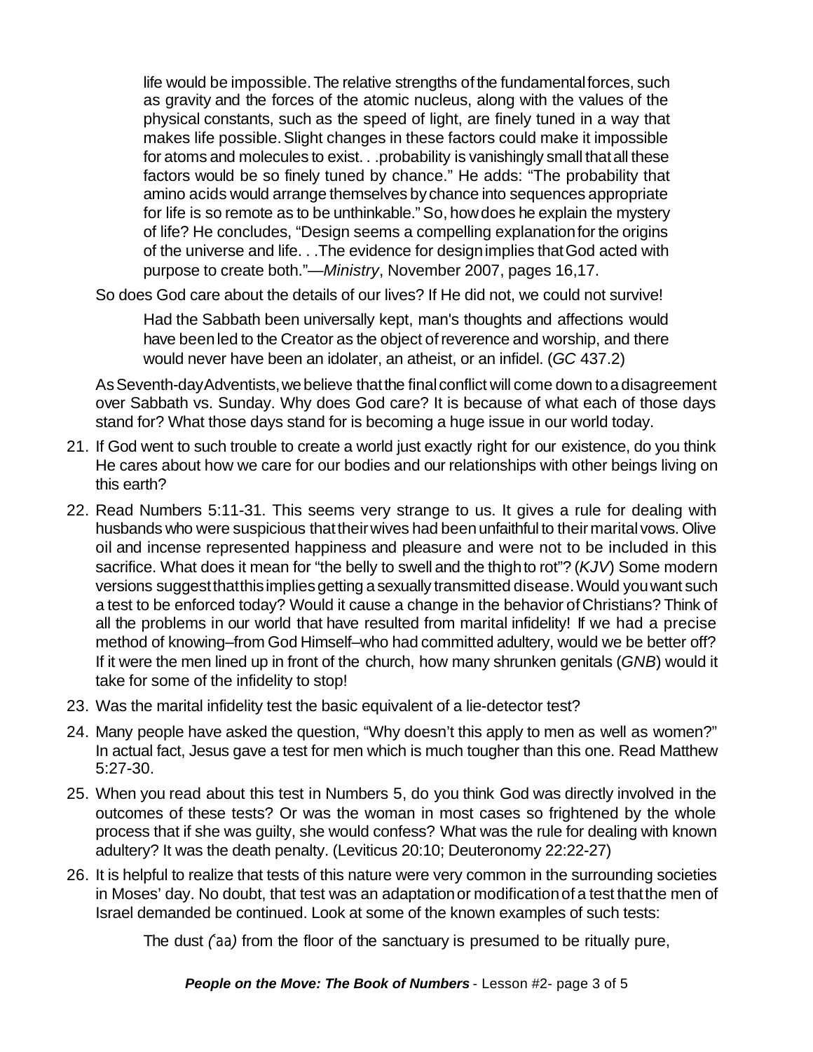> life would be impossible. The relative strengths of the fundamental forces, such as gravity and the forces of the atomic nucleus, along with the values of the physical constants, such as the speed of light, are finely tuned in a way that makes life possible. Slight changes in these factors could make it impossible for atoms and molecules to exist. . .probability is vanishingly small that all these factors would be so finely tuned by chance." He adds: "The probability that amino acids would arrange themselves by chance into sequences appropriate for life is so remote as to be unthinkable." So, how does he explain the mystery of life? He concludes, "Design seems a compelling explanation for the origins of the universe and life. . .The evidence for design implies that God acted with purpose to create both."—*Ministry*, November 2007, pages 16,17.

So does God care about the details of our lives? If He did not, we could not survive!

> Had the Sabbath been universally kept, man's thoughts and affections would have been led to the Creator as the object of reverence and worship, and there would never have been an idolater, an atheist, or an infidel. (*GC* 437.2)

As Seventh-day Adventists, we believe that the final conflict will come down to a disagreement over Sabbath vs. Sunday. Why does God care? It is because of what each of those days stand for? What those days stand for is becoming a huge issue in our world today.

21. If God went to such trouble to create a world just exactly right for our existence, do you think He cares about how we care for our bodies and our relationships with other beings living on this earth?
22. Read Numbers 5:11-31. This seems very strange to us. It gives a rule for dealing with husbands who were suspicious that their wives had been unfaithful to their marital vows. Olive oil and incense represented happiness and pleasure and were not to be included in this sacrifice. What does it mean for "the belly to swell and the thigh to rot"? (*KJV*) Some modern versions suggest that this implies getting a sexually transmitted disease. Would you want such a test to be enforced today? Would it cause a change in the behavior of Christians? Think of all the problems in our world that have resulted from marital infidelity! If we had a precise method of knowing–from God Himself–who had committed adultery, would we be better off? If it were the men lined up in front of the church, how many shrunken genitals (*GNB*) would it take for some of the infidelity to stop!
23. Was the marital infidelity test the basic equivalent of a lie-detector test?
24. Many people have asked the question, "Why doesn't this apply to men as well as women?" In actual fact, Jesus gave a test for men which is much tougher than this one. Read Matthew 5:27-30.
25. When you read about this test in Numbers 5, do you think God was directly involved in the outcomes of these tests? Or was the woman in most cases so frightened by the whole process that if she was guilty, she would confess? What was the rule for dealing with known adultery? It was the death penalty. (Leviticus 20:10; Deuteronomy 22:22-27)
26. It is helpful to realize that tests of this nature were very common in the surrounding societies in Moses' day. No doubt, that test was an adaptation or modification of a test that the men of Israel demanded be continued. Look at some of the known examples of such tests:

> The dust *(ʿaa)* from the floor of the sanctuary is presumed to be ritually pure,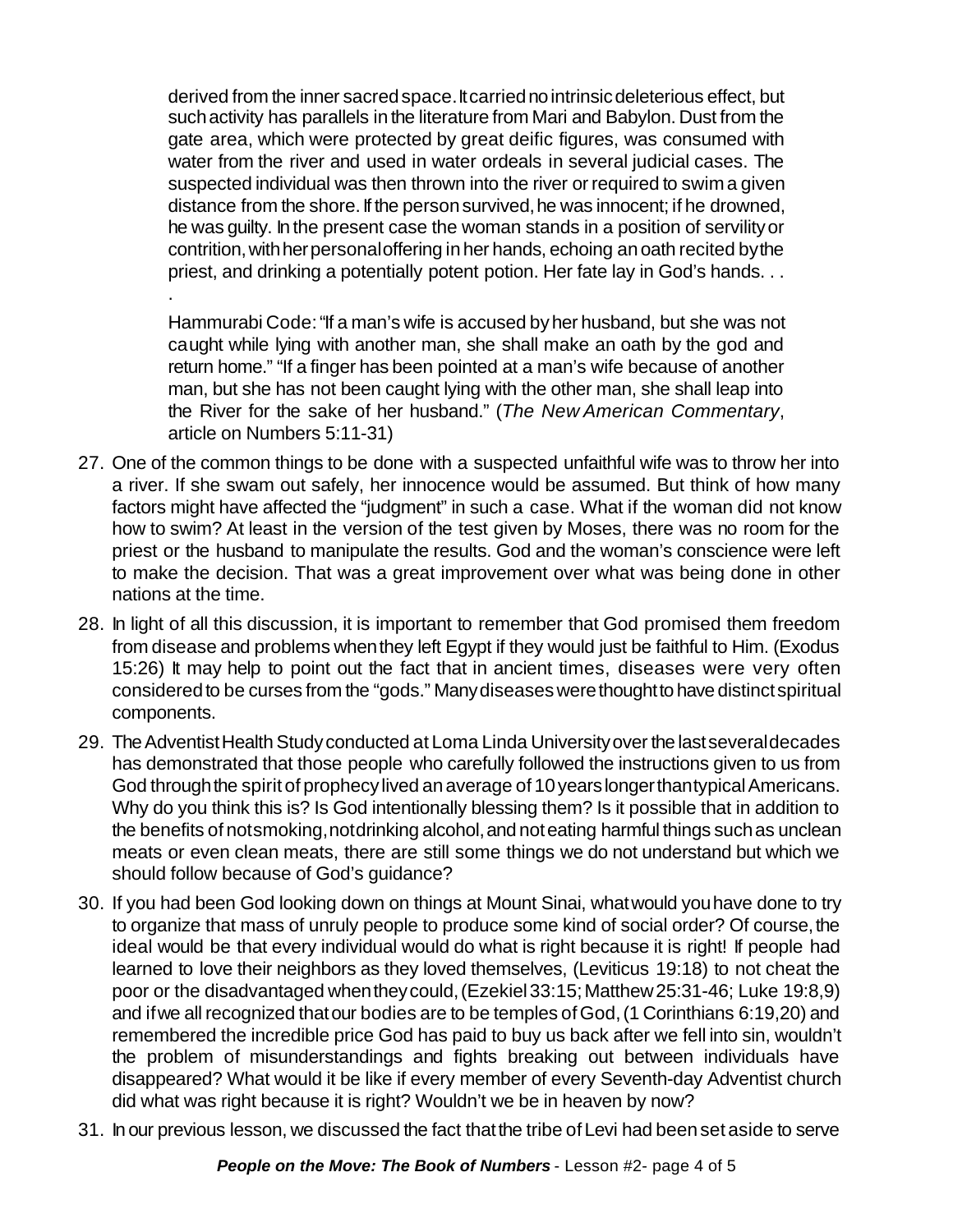derived from the inner sacred space. It carried no intrinsic deleterious effect, but such activity has parallels in the literature from Mari and Babylon. Dust from the gate area, which were protected by great deific figures, was consumed with water from the river and used in water ordeals in several judicial cases. The suspected individual was then thrown into the river or required to swim a given distance from the shore. If the person survived, he was innocent; if he drowned, he was guilty. In the present case the woman stands in a position of servility or contrition, with her personal offering in her hands, echoing an oath recited by the priest, and drinking a potentially potent potion. Her fate lay in God's hands. . . .

> Hammurabi Code: "If a man's wife is accused by her husband, but she was not caught while lying with another man, she shall make an oath by the god and return home." "If a finger has been pointed at a man's wife because of another man, but she has not been caught lying with the other man, she shall leap into the River for the sake of her husband." (*The New American Commentary*, article on Numbers 5:11-31)

27. One of the common things to be done with a suspected unfaithful wife was to throw her into a river. If she swam out safely, her innocence would be assumed. But think of how many factors might have affected the "judgment" in such a case. What if the woman did not know how to swim? At least in the version of the test given by Moses, there was no room for the priest or the husband to manipulate the results. God and the woman's conscience were left to make the decision. That was a great improvement over what was being done in other nations at the time.
28. In light of all this discussion, it is important to remember that God promised them freedom from disease and problems when they left Egypt if they would just be faithful to Him. (Exodus 15:26) It may help to point out the fact that in ancient times, diseases were very often considered to be curses from the "gods." Many diseases were thought to have distinct spiritual components.
29. The Adventist Health Study conducted at Loma Linda University over the last several decades has demonstrated that those people who carefully followed the instructions given to us from God through the spirit of prophecy lived an average of 10 years longer than typical Americans. Why do you think this is? Is God intentionally blessing them? Is it possible that in addition to the benefits of not smoking, not drinking alcohol, and not eating harmful things such as unclean meats or even clean meats, there are still some things we do not understand but which we should follow because of God's guidance?
30. If you had been God looking down on things at Mount Sinai, what would you have done to try to organize that mass of unruly people to produce some kind of social order? Of course, the ideal would be that every individual would do what is right because it is right! If people had learned to love their neighbors as they loved themselves, (Leviticus 19:18) to not cheat the poor or the disadvantaged when they could, (Ezekiel 33:15; Matthew 25:31-46; Luke 19:8,9) and if we all recognized that our bodies are to be temples of God, (1 Corinthians 6:19,20) and remembered the incredible price God has paid to buy us back after we fell into sin, wouldn't the problem of misunderstandings and fights breaking out between individuals have disappeared? What would it be like if every member of every Seventh-day Adventist church did what was right because it is right? Wouldn't we be in heaven by now?
31. In our previous lesson, we discussed the fact that the tribe of Levi had been set aside to serve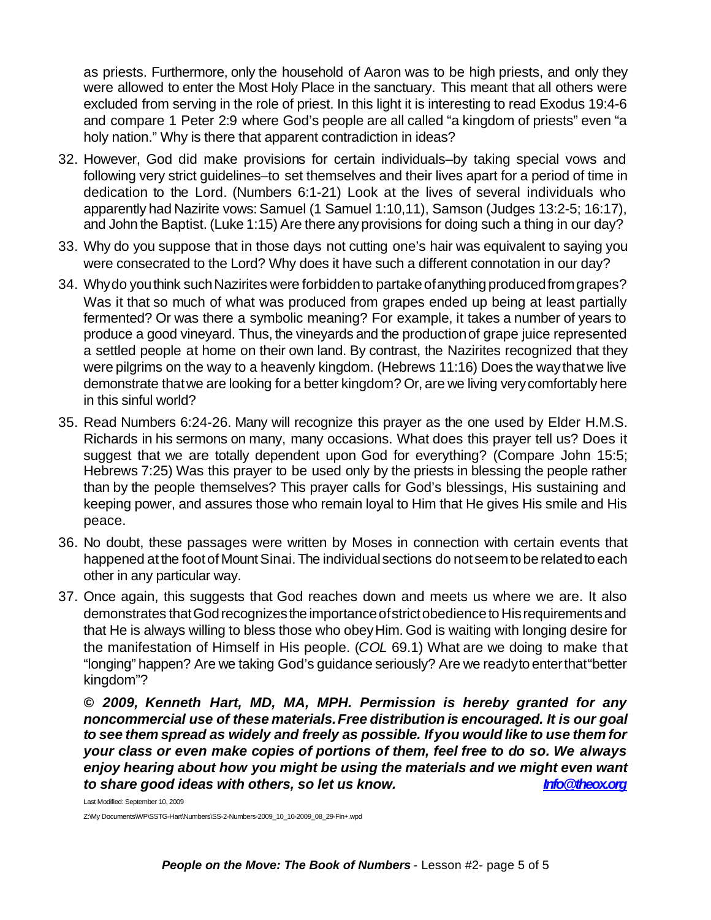as priests. Furthermore, only the household of Aaron was to be high priests, and only they were allowed to enter the Most Holy Place in the sanctuary. This meant that all others were excluded from serving in the role of priest. In this light it is interesting to read Exodus 19:4-6 and compare 1 Peter 2:9 where God's people are all called "a kingdom of priests" even "a holy nation." Why is there that apparent contradiction in ideas?

32. However, God did make provisions for certain individuals–by taking special vows and following very strict guidelines–to set themselves and their lives apart for a period of time in dedication to the Lord. (Numbers 6:1-21) Look at the lives of several individuals who apparently had Nazirite vows: Samuel (1 Samuel 1:10,11), Samson (Judges 13:2-5; 16:17), and John the Baptist. (Luke 1:15) Are there any provisions for doing such a thing in our day?

33. Why do you suppose that in those days not cutting one's hair was equivalent to saying you were consecrated to the Lord? Why does it have such a different connotation in our day?

34. Why do you think such Nazirites were forbidden to partake of anything produced from grapes? Was it that so much of what was produced from grapes ended up being at least partially fermented? Or was there a symbolic meaning? For example, it takes a number of years to produce a good vineyard. Thus, the vineyards and the production of grape juice represented a settled people at home on their own land. By contrast, the Nazirites recognized that they were pilgrims on the way to a heavenly kingdom. (Hebrews 11:16) Does the way that we live demonstrate that we are looking for a better kingdom? Or, are we living very comfortably here in this sinful world?

35. Read Numbers 6:24-26. Many will recognize this prayer as the one used by Elder H.M.S. Richards in his sermons on many, many occasions. What does this prayer tell us? Does it suggest that we are totally dependent upon God for everything? (Compare John 15:5; Hebrews 7:25) Was this prayer to be used only by the priests in blessing the people rather than by the people themselves? This prayer calls for God's blessings, His sustaining and keeping power, and assures those who remain loyal to Him that He gives His smile and His peace.

36. No doubt, these passages were written by Moses in connection with certain events that happened at the foot of Mount Sinai. The individual sections do not seem to be related to each other in any particular way.

37. Once again, this suggests that God reaches down and meets us where we are. It also demonstrates that God recognizes the importance of strict obedience to His requirements and that He is always willing to bless those who obey Him. God is waiting with longing desire for the manifestation of Himself in His people. (*COL* 69.1) What are we doing to make that "longing" happen? Are we taking God's guidance seriously? Are we ready to enter that "better kingdom"?

***© 2009, Kenneth Hart, MD, MA, MPH. Permission is hereby granted for any noncommercial use of these materials. Free distribution is encouraged. It is our goal to see them spread as widely and freely as possible. If you would like to use them for your class or even make copies of portions of them, feel free to do so. We always enjoy hearing about how you might be using the materials and we might even want to share good ideas with others, so let us know.*** ***Info@theox.org***

Last Modified: September 10, 2009

Z:\My Documents\WP\SSTG-Hart\Numbers\SS-2-Numbers-2009_10_10-2009_08_29-Fin+.wpd